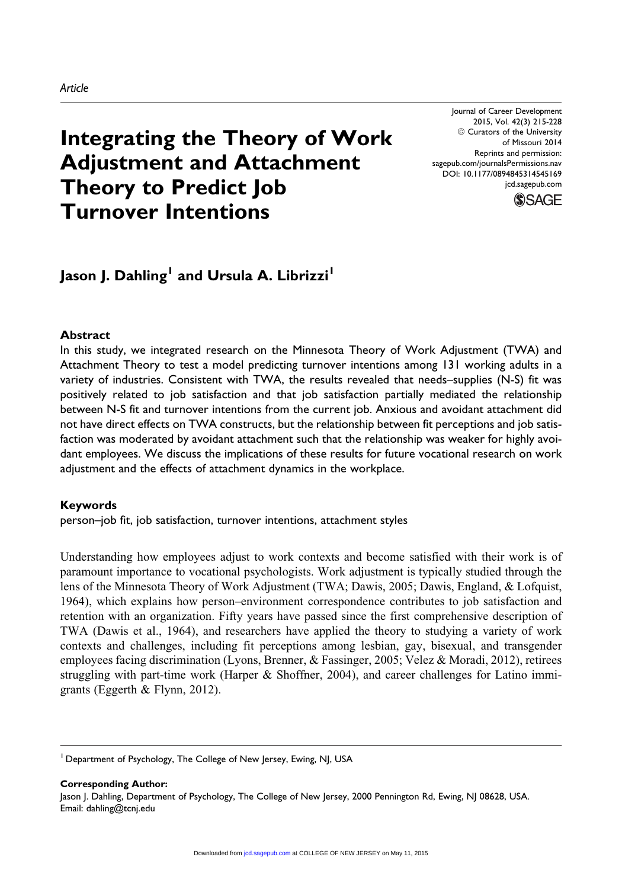*Article*

# Integrating the Theory of Work Adjustment and Attachment Theory to Predict Job Turnover Intentions

**Jason J. Dahling[1] and Ursula A. Librizzi[1]**

## Abstract

In this study, we integrated research on the Minnesota Theory of Work Adjustment (TWA) and Attachment Theory to test a model predicting turnover intentions among 131 working adults in a variety of industries. Consistent with TWA, the results revealed that needs–supplies (N-S) fit was positively related to job satisfaction and that job satisfaction partially mediated the relationship between N-S fit and turnover intentions from the current job. Anxious and avoidant attachment did not have direct effects on TWA constructs, but the relationship between fit perceptions and job satisfaction was moderated by avoidant attachment such that the relationship was weaker for highly avoidant employees. We discuss the implications of these results for future vocational research on work adjustment and the effects of attachment dynamics in the workplace.

## Keywords

person–job fit, job satisfaction, turnover intentions, attachment styles

Understanding how employees adjust to work contexts and become satisfied with their work is of paramount importance to vocational psychologists. Work adjustment is typically studied through the lens of the Minnesota Theory of Work Adjustment (TWA; Dawis, 2005; Dawis, England, & Lofquist, 1964), which explains how person–environment correspondence contributes to job satisfaction and retention with an organization. Fifty years have passed since the first comprehensive description of TWA (Dawis et al., 1964), and researchers have applied the theory to studying a variety of work contexts and challenges, including fit perceptions among lesbian, gay, bisexual, and transgender employees facing discrimination (Lyons, Brenner, & Fassinger, 2005; Velez & Moradi, 2012), retirees struggling with part-time work (Harper & Shoffner, 2004), and career challenges for Latino immigrants (Eggerth & Flynn, 2012).

[1] Department of Psychology, The College of New Jersey, Ewing, NJ, USA

**Corresponding Author:**
Jason J. Dahling, Department of Psychology, The College of New Jersey, 2000 Pennington Rd, Ewing, NJ 08628, USA.
Email: dahling@tcnj.edu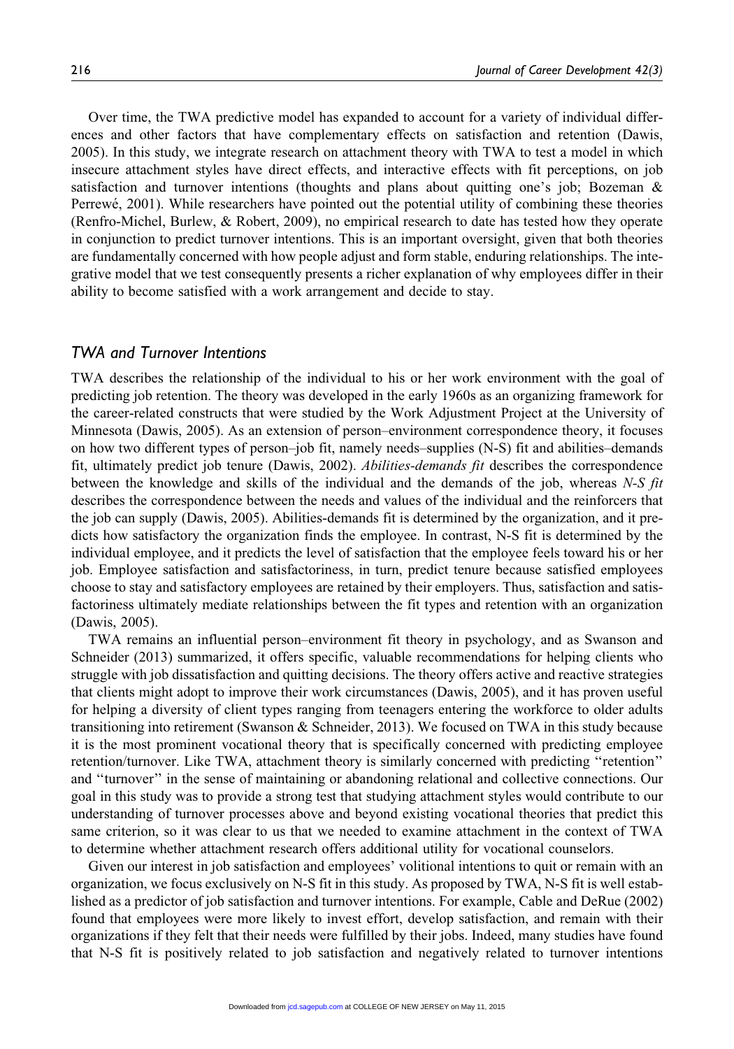Over time, the TWA predictive model has expanded to account for a variety of individual differences and other factors that have complementary effects on satisfaction and retention (Dawis, 2005). In this study, we integrate research on attachment theory with TWA to test a model in which insecure attachment styles have direct effects, and interactive effects with fit perceptions, on job satisfaction and turnover intentions (thoughts and plans about quitting one's job; Bozeman & Perrewé, 2001). While researchers have pointed out the potential utility of combining these theories (Renfro-Michel, Burlew, & Robert, 2009), no empirical research to date has tested how they operate in conjunction to predict turnover intentions. This is an important oversight, given that both theories are fundamentally concerned with how people adjust and form stable, enduring relationships. The integrative model that we test consequently presents a richer explanation of why employees differ in their ability to become satisfied with a work arrangement and decide to stay.

## *TWA and Turnover Intentions*

TWA describes the relationship of the individual to his or her work environment with the goal of predicting job retention. The theory was developed in the early 1960s as an organizing framework for the career-related constructs that were studied by the Work Adjustment Project at the University of Minnesota (Dawis, 2005). As an extension of person–environment correspondence theory, it focuses on how two different types of person–job fit, namely needs–supplies (N-S) fit and abilities–demands fit, ultimately predict job tenure (Dawis, 2002). *Abilities-demands fit* describes the correspondence between the knowledge and skills of the individual and the demands of the job, whereas *N-S fit* describes the correspondence between the needs and values of the individual and the reinforcers that the job can supply (Dawis, 2005). Abilities-demands fit is determined by the organization, and it predicts how satisfactory the organization finds the employee. In contrast, N-S fit is determined by the individual employee, and it predicts the level of satisfaction that the employee feels toward his or her job. Employee satisfaction and satisfactoriness, in turn, predict tenure because satisfied employees choose to stay and satisfactory employees are retained by their employers. Thus, satisfaction and satisfactoriness ultimately mediate relationships between the fit types and retention with an organization (Dawis, 2005).

TWA remains an influential person–environment fit theory in psychology, and as Swanson and Schneider (2013) summarized, it offers specific, valuable recommendations for helping clients who struggle with job dissatisfaction and quitting decisions. The theory offers active and reactive strategies that clients might adopt to improve their work circumstances (Dawis, 2005), and it has proven useful for helping a diversity of client types ranging from teenagers entering the workforce to older adults transitioning into retirement (Swanson & Schneider, 2013). We focused on TWA in this study because it is the most prominent vocational theory that is specifically concerned with predicting employee retention/turnover. Like TWA, attachment theory is similarly concerned with predicting "retention" and "turnover" in the sense of maintaining or abandoning relational and collective connections. Our goal in this study was to provide a strong test that studying attachment styles would contribute to our understanding of turnover processes above and beyond existing vocational theories that predict this same criterion, so it was clear to us that we needed to examine attachment in the context of TWA to determine whether attachment research offers additional utility for vocational counselors.

Given our interest in job satisfaction and employees' volitional intentions to quit or remain with an organization, we focus exclusively on N-S fit in this study. As proposed by TWA, N-S fit is well established as a predictor of job satisfaction and turnover intentions. For example, Cable and DeRue (2002) found that employees were more likely to invest effort, develop satisfaction, and remain with their organizations if they felt that their needs were fulfilled by their jobs. Indeed, many studies have found that N-S fit is positively related to job satisfaction and negatively related to turnover intentions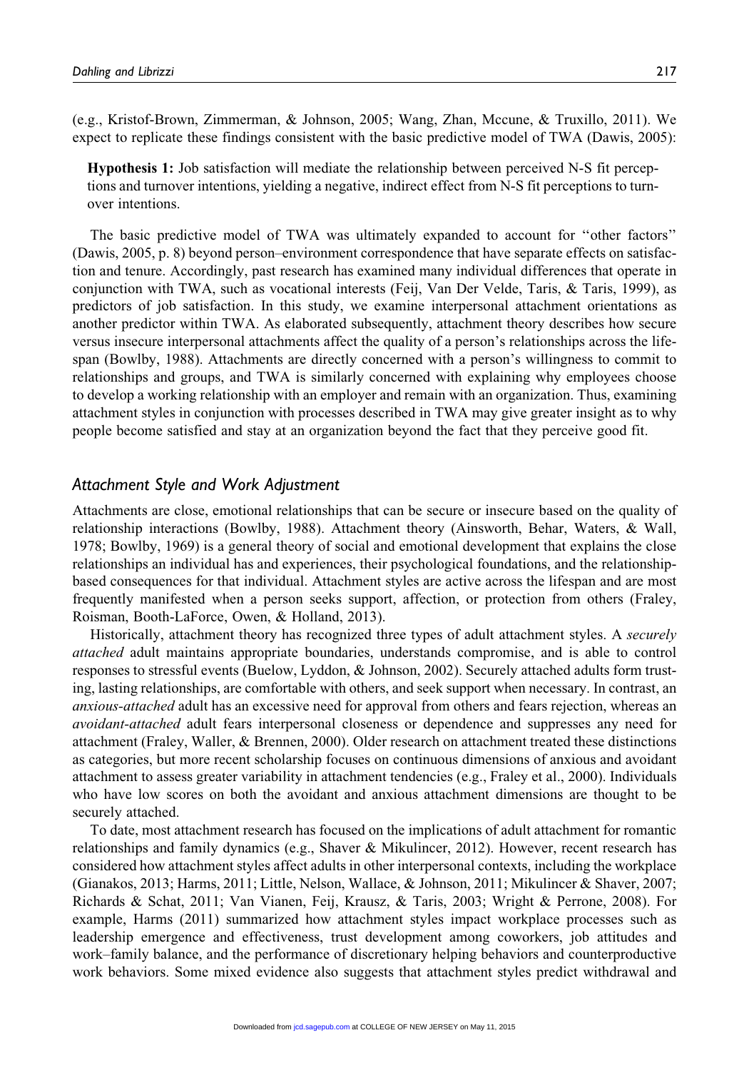(e.g., Kristof-Brown, Zimmerman, & Johnson, 2005; Wang, Zhan, Mccune, & Truxillo, 2011). We expect to replicate these findings consistent with the basic predictive model of TWA (Dawis, 2005):

> **Hypothesis 1:** Job satisfaction will mediate the relationship between perceived N-S fit perceptions and turnover intentions, yielding a negative, indirect effect from N-S fit perceptions to turnover intentions.

The basic predictive model of TWA was ultimately expanded to account for "other factors" (Dawis, 2005, p. 8) beyond person–environment correspondence that have separate effects on satisfaction and tenure. Accordingly, past research has examined many individual differences that operate in conjunction with TWA, such as vocational interests (Feij, Van Der Velde, Taris, & Taris, 1999), as predictors of job satisfaction. In this study, we examine interpersonal attachment orientations as another predictor within TWA. As elaborated subsequently, attachment theory describes how secure versus insecure interpersonal attachments affect the quality of a person's relationships across the lifespan (Bowlby, 1988). Attachments are directly concerned with a person's willingness to commit to relationships and groups, and TWA is similarly concerned with explaining why employees choose to develop a working relationship with an employer and remain with an organization. Thus, examining attachment styles in conjunction with processes described in TWA may give greater insight as to why people become satisfied and stay at an organization beyond the fact that they perceive good fit.

### Attachment Style and Work Adjustment

Attachments are close, emotional relationships that can be secure or insecure based on the quality of relationship interactions (Bowlby, 1988). Attachment theory (Ainsworth, Behar, Waters, & Wall, 1978; Bowlby, 1969) is a general theory of social and emotional development that explains the close relationships an individual has and experiences, their psychological foundations, and the relationship-based consequences for that individual. Attachment styles are active across the lifespan and are most frequently manifested when a person seeks support, affection, or protection from others (Fraley, Roisman, Booth-LaForce, Owen, & Holland, 2013).

Historically, attachment theory has recognized three types of adult attachment styles. A *securely attached* adult maintains appropriate boundaries, understands compromise, and is able to control responses to stressful events (Buelow, Lyddon, & Johnson, 2002). Securely attached adults form trusting, lasting relationships, are comfortable with others, and seek support when necessary. In contrast, an *anxious-attached* adult has an excessive need for approval from others and fears rejection, whereas an *avoidant-attached* adult fears interpersonal closeness or dependence and suppresses any need for attachment (Fraley, Waller, & Brennen, 2000). Older research on attachment treated these distinctions as categories, but more recent scholarship focuses on continuous dimensions of anxious and avoidant attachment to assess greater variability in attachment tendencies (e.g., Fraley et al., 2000). Individuals who have low scores on both the avoidant and anxious attachment dimensions are thought to be securely attached.

To date, most attachment research has focused on the implications of adult attachment for romantic relationships and family dynamics (e.g., Shaver & Mikulincer, 2012). However, recent research has considered how attachment styles affect adults in other interpersonal contexts, including the workplace (Gianakos, 2013; Harms, 2011; Little, Nelson, Wallace, & Johnson, 2011; Mikulincer & Shaver, 2007; Richards & Schat, 2011; Van Vianen, Feij, Krausz, & Taris, 2003; Wright & Perrone, 2008). For example, Harms (2011) summarized how attachment styles impact workplace processes such as leadership emergence and effectiveness, trust development among coworkers, job attitudes and work–family balance, and the performance of discretionary helping behaviors and counterproductive work behaviors. Some mixed evidence also suggests that attachment styles predict withdrawal and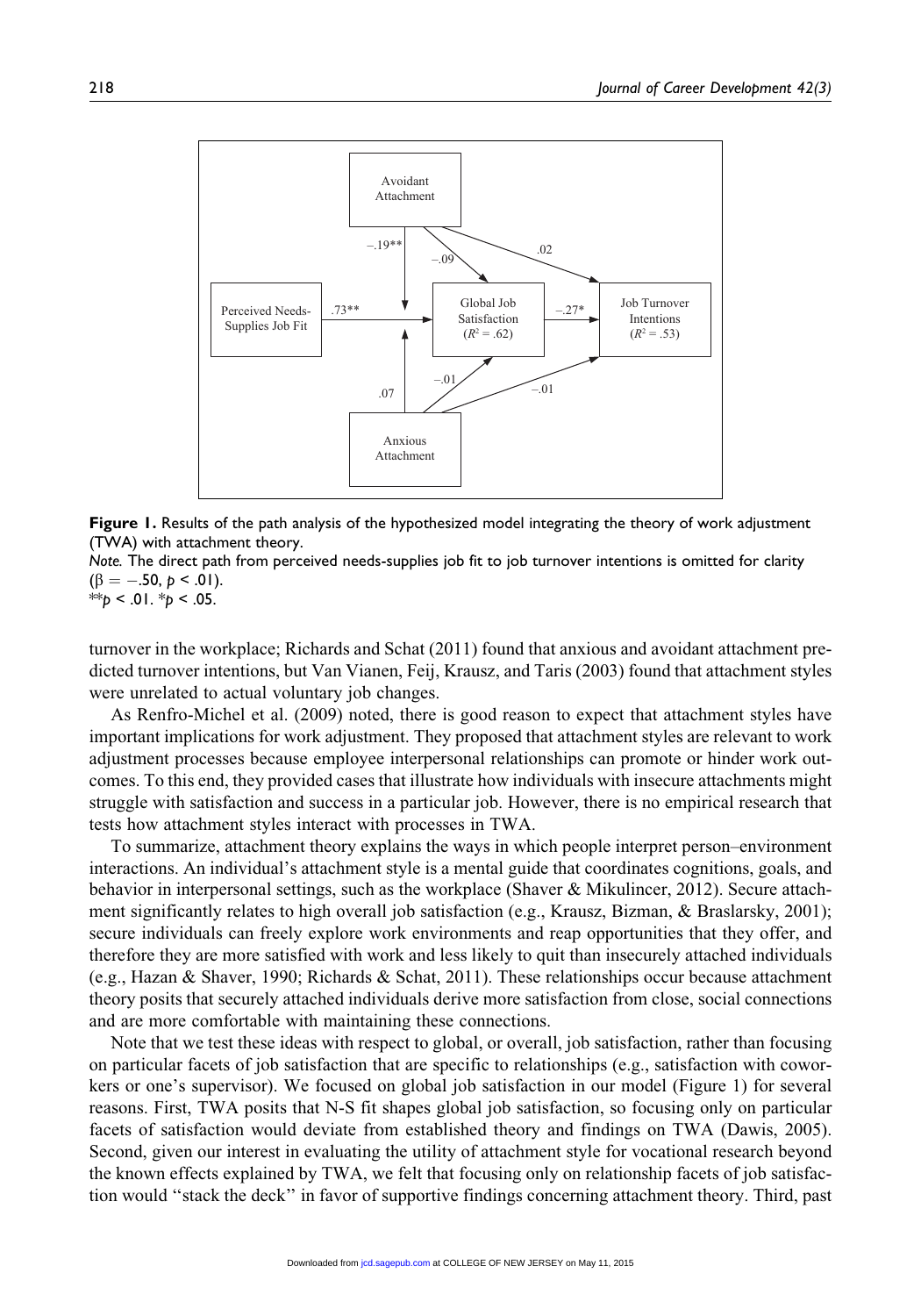**Figure 1.** Results of the path analysis of the hypothesized model integrating the theory of work adjustment (TWA) with attachment theory.

*Note.* The direct path from perceived needs-supplies job fit to job turnover intentions is omitted for clarity ($\beta = -.50$, $p < .01$).

$^{**}p < .01$. $^{*}p < .05$.

turnover in the workplace; Richards and Schat (2011) found that anxious and avoidant attachment predicted turnover intentions, but Van Vianen, Feij, Krausz, and Taris (2003) found that attachment styles were unrelated to actual voluntary job changes.

As Renfro-Michel et al. (2009) noted, there is good reason to expect that attachment styles have important implications for work adjustment. They proposed that attachment styles are relevant to work adjustment processes because employee interpersonal relationships can promote or hinder work outcomes. To this end, they provided cases that illustrate how individuals with insecure attachments might struggle with satisfaction and success in a particular job. However, there is no empirical research that tests how attachment styles interact with processes in TWA.

To summarize, attachment theory explains the ways in which people interpret person–environment interactions. An individual's attachment style is a mental guide that coordinates cognitions, goals, and behavior in interpersonal settings, such as the workplace (Shaver & Mikulincer, 2012). Secure attachment significantly relates to high overall job satisfaction (e.g., Krausz, Bizman, & Braslarsky, 2001); secure individuals can freely explore work environments and reap opportunities that they offer, and therefore they are more satisfied with work and less likely to quit than insecurely attached individuals (e.g., Hazan & Shaver, 1990; Richards & Schat, 2011). These relationships occur because attachment theory posits that securely attached individuals derive more satisfaction from close, social connections and are more comfortable with maintaining these connections.

Note that we test these ideas with respect to global, or overall, job satisfaction, rather than focusing on particular facets of job satisfaction that are specific to relationships (e.g., satisfaction with coworkers or one's supervisor). We focused on global job satisfaction in our model (Figure 1) for several reasons. First, TWA posits that N-S fit shapes global job satisfaction, so focusing only on particular facets of satisfaction would deviate from established theory and findings on TWA (Dawis, 2005). Second, given our interest in evaluating the utility of attachment style for vocational research beyond the known effects explained by TWA, we felt that focusing only on relationship facets of job satisfaction would "stack the deck" in favor of supportive findings concerning attachment theory. Third, past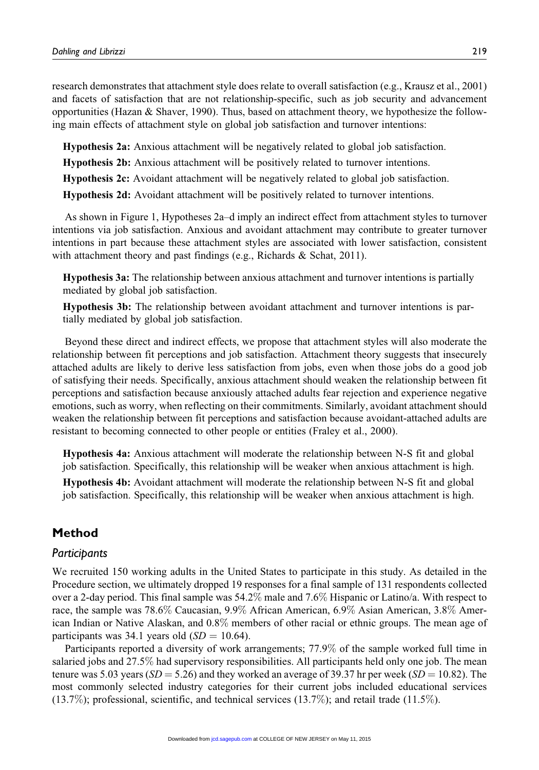research demonstrates that attachment style does relate to overall satisfaction (e.g., Krausz et al., 2001) and facets of satisfaction that are not relationship-specific, such as job security and advancement opportunities (Hazan & Shaver, 1990). Thus, based on attachment theory, we hypothesize the following main effects of attachment style on global job satisfaction and turnover intentions:

**Hypothesis 2a:** Anxious attachment will be negatively related to global job satisfaction.

**Hypothesis 2b:** Anxious attachment will be positively related to turnover intentions.

**Hypothesis 2c:** Avoidant attachment will be negatively related to global job satisfaction.

**Hypothesis 2d:** Avoidant attachment will be positively related to turnover intentions.

As shown in Figure 1, Hypotheses 2a–d imply an indirect effect from attachment styles to turnover intentions via job satisfaction. Anxious and avoidant attachment may contribute to greater turnover intentions in part because these attachment styles are associated with lower satisfaction, consistent with attachment theory and past findings (e.g., Richards & Schat, 2011).

**Hypothesis 3a:** The relationship between anxious attachment and turnover intentions is partially mediated by global job satisfaction.

**Hypothesis 3b:** The relationship between avoidant attachment and turnover intentions is partially mediated by global job satisfaction.

Beyond these direct and indirect effects, we propose that attachment styles will also moderate the relationship between fit perceptions and job satisfaction. Attachment theory suggests that insecurely attached adults are likely to derive less satisfaction from jobs, even when those jobs do a good job of satisfying their needs. Specifically, anxious attachment should weaken the relationship between fit perceptions and satisfaction because anxiously attached adults fear rejection and experience negative emotions, such as worry, when reflecting on their commitments. Similarly, avoidant attachment should weaken the relationship between fit perceptions and satisfaction because avoidant-attached adults are resistant to becoming connected to other people or entities (Fraley et al., 2000).

**Hypothesis 4a:** Anxious attachment will moderate the relationship between N-S fit and global job satisfaction. Specifically, this relationship will be weaker when anxious attachment is high.

**Hypothesis 4b:** Avoidant attachment will moderate the relationship between N-S fit and global job satisfaction. Specifically, this relationship will be weaker when anxious attachment is high.

## Method

### *Participants*

We recruited 150 working adults in the United States to participate in this study. As detailed in the Procedure section, we ultimately dropped 19 responses for a final sample of 131 respondents collected over a 2-day period. This final sample was 54.2% male and 7.6% Hispanic or Latino/a. With respect to race, the sample was 78.6% Caucasian, 9.9% African American, 6.9% Asian American, 3.8% American Indian or Native Alaskan, and 0.8% members of other racial or ethnic groups. The mean age of participants was 34.1 years old ($SD = 10.64$).

Participants reported a diversity of work arrangements; 77.9% of the sample worked full time in salaried jobs and 27.5% had supervisory responsibilities. All participants held only one job. The mean tenure was 5.03 years ($SD = 5.26$) and they worked an average of 39.37 hr per week ($SD = 10.82$). The most commonly selected industry categories for their current jobs included educational services (13.7%); professional, scientific, and technical services (13.7%); and retail trade (11.5%).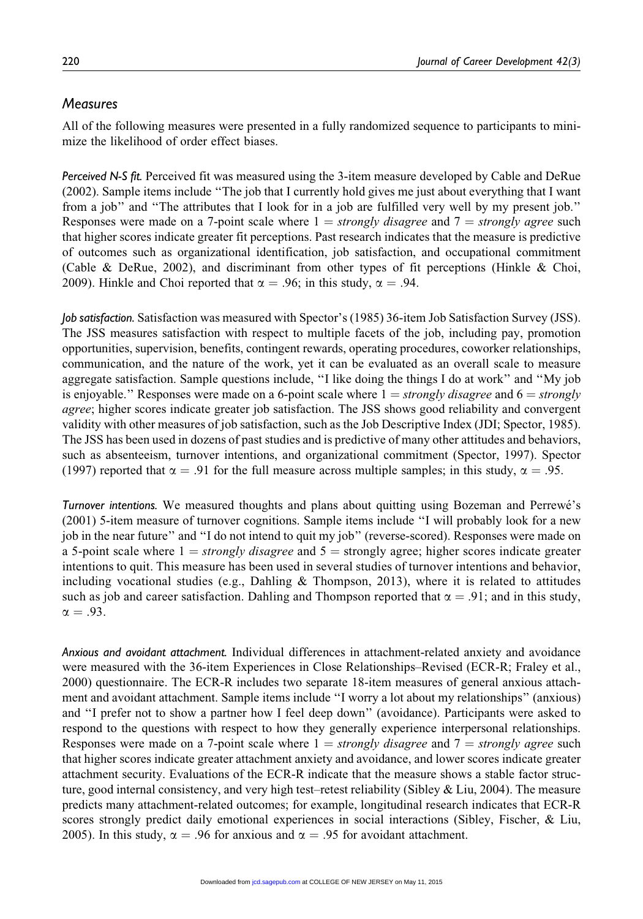## Measures

All of the following measures were presented in a fully randomized sequence to participants to minimize the likelihood of order effect biases.

*Perceived N-S fit.* Perceived fit was measured using the 3-item measure developed by Cable and DeRue (2002). Sample items include ''The job that I currently hold gives me just about everything that I want from a job'' and ''The attributes that I look for in a job are fulfilled very well by my present job.'' Responses were made on a 7-point scale where 1 = *strongly disagree* and 7 = *strongly agree* such that higher scores indicate greater fit perceptions. Past research indicates that the measure is predictive of outcomes such as organizational identification, job satisfaction, and occupational commitment (Cable & DeRue, 2002), and discriminant from other types of fit perceptions (Hinkle & Choi, 2009). Hinkle and Choi reported that $\alpha = .96$; in this study, $\alpha = .94$.

*Job satisfaction.* Satisfaction was measured with Spector's (1985) 36-item Job Satisfaction Survey (JSS). The JSS measures satisfaction with respect to multiple facets of the job, including pay, promotion opportunities, supervision, benefits, contingent rewards, operating procedures, coworker relationships, communication, and the nature of the work, yet it can be evaluated as an overall scale to measure aggregate satisfaction. Sample questions include, ''I like doing the things I do at work'' and ''My job is enjoyable.'' Responses were made on a 6-point scale where 1 = *strongly disagree* and 6 = *strongly agree*; higher scores indicate greater job satisfaction. The JSS shows good reliability and convergent validity with other measures of job satisfaction, such as the Job Descriptive Index (JDI; Spector, 1985). The JSS has been used in dozens of past studies and is predictive of many other attitudes and behaviors, such as absenteeism, turnover intentions, and organizational commitment (Spector, 1997). Spector (1997) reported that $\alpha = .91$ for the full measure across multiple samples; in this study, $\alpha = .95$.

*Turnover intentions.* We measured thoughts and plans about quitting using Bozeman and Perrewé's (2001) 5-item measure of turnover cognitions. Sample items include ''I will probably look for a new job in the near future'' and ''I do not intend to quit my job'' (reverse-scored). Responses were made on a 5-point scale where 1 = *strongly disagree* and 5 = strongly agree; higher scores indicate greater intentions to quit. This measure has been used in several studies of turnover intentions and behavior, including vocational studies (e.g., Dahling & Thompson, 2013), where it is related to attitudes such as job and career satisfaction. Dahling and Thompson reported that $\alpha = .91$; and in this study, $\alpha = .93$.

*Anxious and avoidant attachment.* Individual differences in attachment-related anxiety and avoidance were measured with the 36-item Experiences in Close Relationships–Revised (ECR-R; Fraley et al., 2000) questionnaire. The ECR-R includes two separate 18-item measures of general anxious attachment and avoidant attachment. Sample items include ''I worry a lot about my relationships'' (anxious) and ''I prefer not to show a partner how I feel deep down'' (avoidance). Participants were asked to respond to the questions with respect to how they generally experience interpersonal relationships. Responses were made on a 7-point scale where 1 = *strongly disagree* and 7 = *strongly agree* such that higher scores indicate greater attachment anxiety and avoidance, and lower scores indicate greater attachment security. Evaluations of the ECR-R indicate that the measure shows a stable factor structure, good internal consistency, and very high test–retest reliability (Sibley & Liu, 2004). The measure predicts many attachment-related outcomes; for example, longitudinal research indicates that ECR-R scores strongly predict daily emotional experiences in social interactions (Sibley, Fischer, & Liu, 2005). In this study, $\alpha = .96$ for anxious and $\alpha = .95$ for avoidant attachment.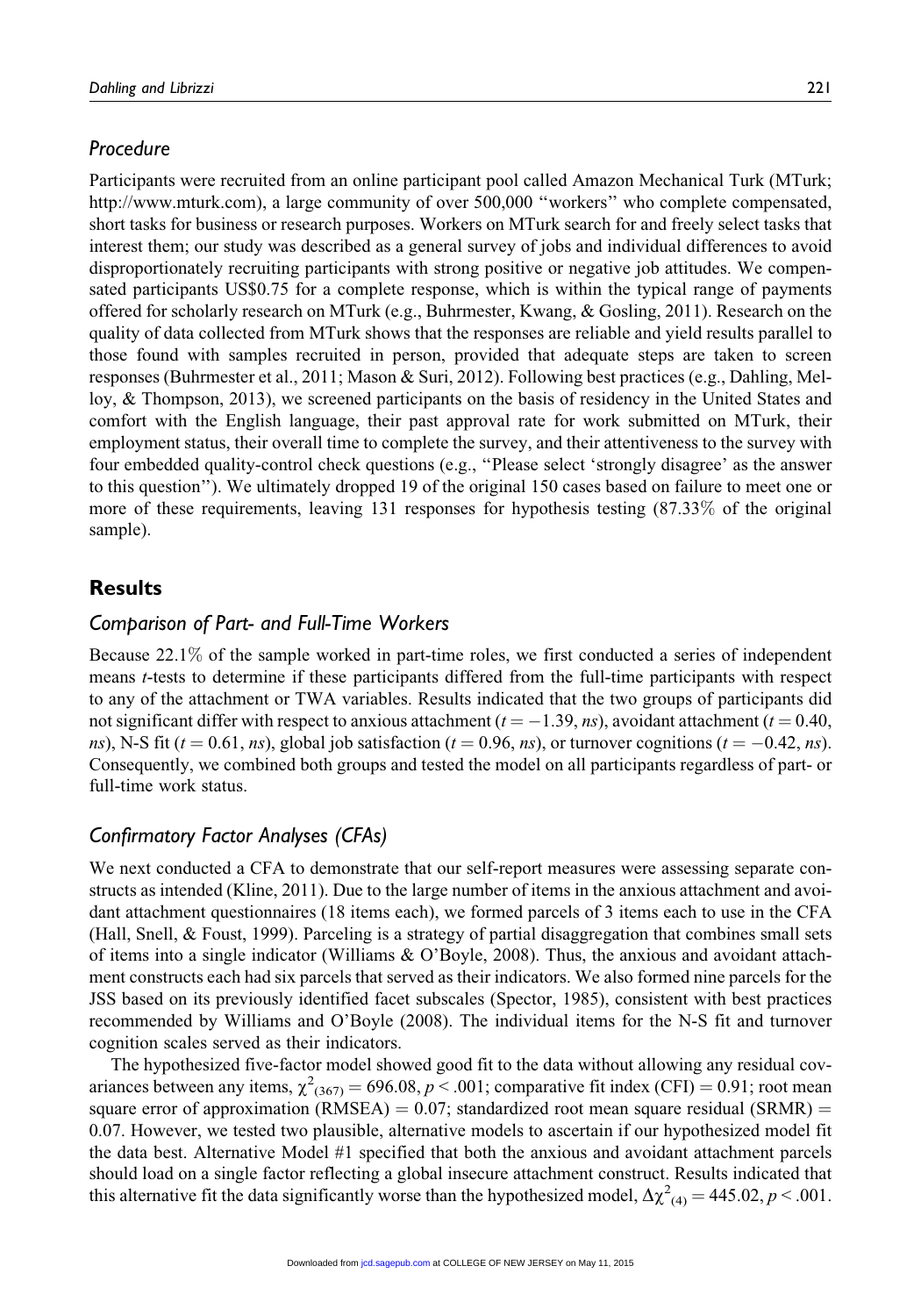### Procedure

Participants were recruited from an online participant pool called Amazon Mechanical Turk (MTurk; http://www.mturk.com), a large community of over 500,000 "workers" who complete compensated, short tasks for business or research purposes. Workers on MTurk search for and freely select tasks that interest them; our study was described as a general survey of jobs and individual differences to avoid disproportionately recruiting participants with strong positive or negative job attitudes. We compensated participants US$0.75 for a complete response, which is within the typical range of payments offered for scholarly research on MTurk (e.g., Buhrmester, Kwang, & Gosling, 2011). Research on the quality of data collected from MTurk shows that the responses are reliable and yield results parallel to those found with samples recruited in person, provided that adequate steps are taken to screen responses (Buhrmester et al., 2011; Mason & Suri, 2012). Following best practices (e.g., Dahling, Melloy, & Thompson, 2013), we screened participants on the basis of residency in the United States and comfort with the English language, their past approval rate for work submitted on MTurk, their employment status, their overall time to complete the survey, and their attentiveness to the survey with four embedded quality-control check questions (e.g., "Please select 'strongly disagree' as the answer to this question"). We ultimately dropped 19 of the original 150 cases based on failure to meet one or more of these requirements, leaving 131 responses for hypothesis testing (87.33% of the original sample).

## Results

### Comparison of Part- and Full-Time Workers

Because 22.1% of the sample worked in part-time roles, we first conducted a series of independent means *t*-tests to determine if these participants differed from the full-time participants with respect to any of the attachment or TWA variables. Results indicated that the two groups of participants did not significant differ with respect to anxious attachment ($t = -1.39$, *ns*), avoidant attachment ($t = 0.40$, *ns*), N-S fit ($t = 0.61$, *ns*), global job satisfaction ($t = 0.96$, *ns*), or turnover cognitions ($t = -0.42$, *ns*). Consequently, we combined both groups and tested the model on all participants regardless of part- or full-time work status.

### Confirmatory Factor Analyses (CFAs)

We next conducted a CFA to demonstrate that our self-report measures were assessing separate constructs as intended (Kline, 2011). Due to the large number of items in the anxious attachment and avoidant attachment questionnaires (18 items each), we formed parcels of 3 items each to use in the CFA (Hall, Snell, & Foust, 1999). Parceling is a strategy of partial disaggregation that combines small sets of items into a single indicator (Williams & O'Boyle, 2008). Thus, the anxious and avoidant attachment constructs each had six parcels that served as their indicators. We also formed nine parcels for the JSS based on its previously identified facet subscales (Spector, 1985), consistent with best practices recommended by Williams and O'Boyle (2008). The individual items for the N-S fit and turnover cognition scales served as their indicators.

The hypothesized five-factor model showed good fit to the data without allowing any residual covariances between any items, $\chi^2_{(367)} = 696.08$, $p < .001$; comparative fit index (CFI) = 0.91; root mean square error of approximation (RMSEA) = 0.07; standardized root mean square residual (SRMR) = 0.07. However, we tested two plausible, alternative models to ascertain if our hypothesized model fit the data best. Alternative Model #1 specified that both the anxious and avoidant attachment parcels should load on a single factor reflecting a global insecure attachment construct. Results indicated that this alternative fit the data significantly worse than the hypothesized model, $\Delta\chi^2_{(4)} = 445.02$, $p < .001$.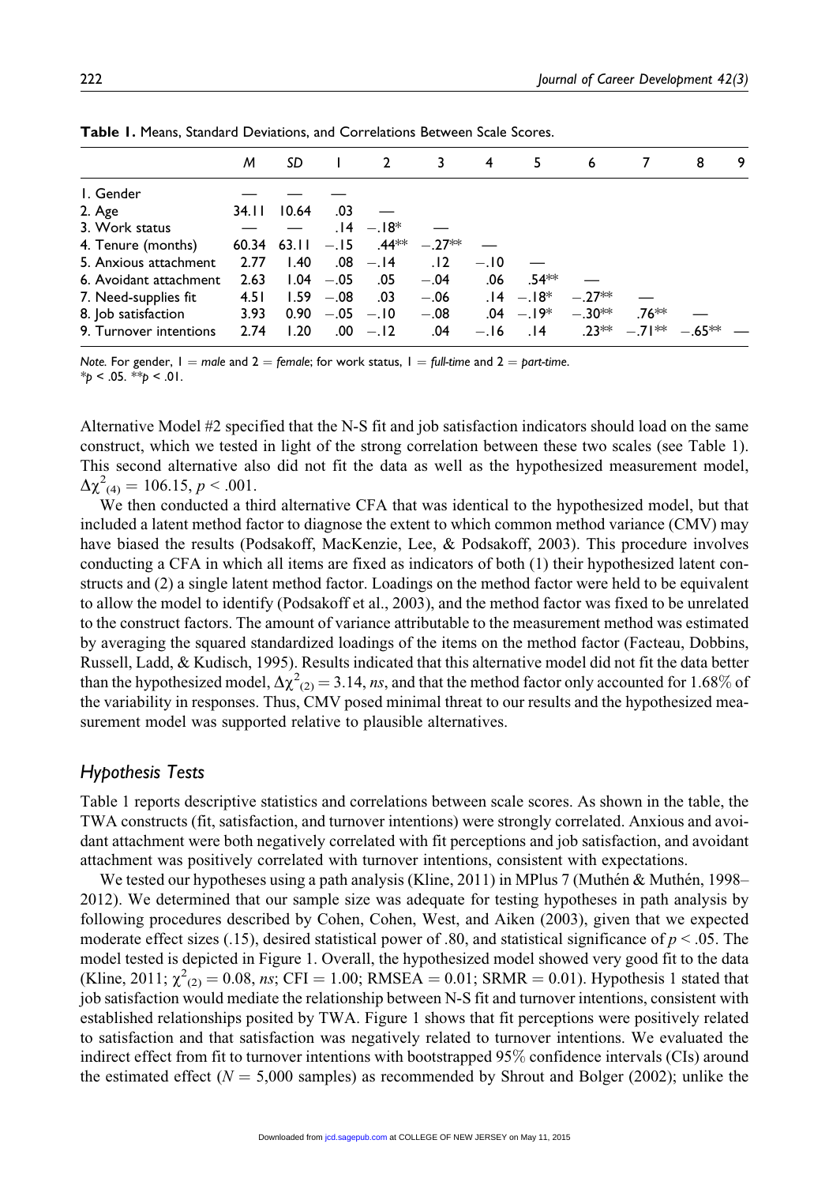**Table 1.** Means, Standard Deviations, and Correlations Between Scale Scores.

| | *M* | *SD* | 1 | 2 | 3 | 4 | 5 | 6 | 7 | 8 | 9 |
|---|---|---|---|---|---|---|---|---|---|---|---|
| 1. Gender | — | — | — | | | | | | | | |
| 2. Age | 34.11 | 10.64 | .03 | — | | | | | | | |
| 3. Work status | — | — | .14 | −.18* | — | | | | | | |
| 4. Tenure (months) | 60.34 | 63.11 | −.15 | .44** | −.27** | — | | | | | |
| 5. Anxious attachment | 2.77 | 1.40 | .08 | −.14 | .12 | −.10 | — | | | | |
| 6. Avoidant attachment | 2.63 | 1.04 | −.05 | .05 | −.04 | .06 | .54** | — | | | |
| 7. Need-supplies fit | 4.51 | 1.59 | −.08 | .03 | −.06 | .14 | −.18* | −.27** | — | | |
| 8. Job satisfaction | 3.93 | 0.90 | −.05 | −.10 | −.08 | .04 | −.19* | −.30** | .76** | — | |
| 9. Turnover intentions | 2.74 | 1.20 | .00 | −.12 | .04 | −.16 | .14 | .23** | −.71** | −.65** | — |

*Note.* For gender, 1 = *male* and 2 = *female*; for work status, 1 = *full-time* and 2 = *part-time*.
\**p* < .05. \*\**p* < .01.

Alternative Model #2 specified that the N-S fit and job satisfaction indicators should load on the same construct, which we tested in light of the strong correlation between these two scales (see Table 1). This second alternative also did not fit the data as well as the hypothesized measurement model, $\Delta\chi^2_{(4)} = 106.15$, $p < .001$.

We then conducted a third alternative CFA that was identical to the hypothesized model, but that included a latent method factor to diagnose the extent to which common method variance (CMV) may have biased the results (Podsakoff, MacKenzie, Lee, & Podsakoff, 2003). This procedure involves conducting a CFA in which all items are fixed as indicators of both (1) their hypothesized latent constructs and (2) a single latent method factor. Loadings on the method factor were held to be equivalent to allow the model to identify (Podsakoff et al., 2003), and the method factor was fixed to be unrelated to the construct factors. The amount of variance attributable to the measurement method was estimated by averaging the squared standardized loadings of the items on the method factor (Facteau, Dobbins, Russell, Ladd, & Kudisch, 1995). Results indicated that this alternative model did not fit the data better than the hypothesized model, $\Delta\chi^2_{(2)} = 3.14$, *ns*, and that the method factor only accounted for 1.68% of the variability in responses. Thus, CMV posed minimal threat to our results and the hypothesized measurement model was supported relative to plausible alternatives.

## Hypothesis Tests

Table 1 reports descriptive statistics and correlations between scale scores. As shown in the table, the TWA constructs (fit, satisfaction, and turnover intentions) were strongly correlated. Anxious and avoidant attachment were both negatively correlated with fit perceptions and job satisfaction, and avoidant attachment was positively correlated with turnover intentions, consistent with expectations.

We tested our hypotheses using a path analysis (Kline, 2011) in MPlus 7 (Muthén & Muthén, 1998–2012). We determined that our sample size was adequate for testing hypotheses in path analysis by following procedures described by Cohen, Cohen, West, and Aiken (2003), given that we expected moderate effect sizes (.15), desired statistical power of .80, and statistical significance of $p < .05$. The model tested is depicted in Figure 1. Overall, the hypothesized model showed very good fit to the data (Kline, 2011; $\chi^2_{(2)} = 0.08$, *ns*; CFI = 1.00; RMSEA = 0.01; SRMR = 0.01). Hypothesis 1 stated that job satisfaction would mediate the relationship between N-S fit and turnover intentions, consistent with established relationships posited by TWA. Figure 1 shows that fit perceptions were positively related to satisfaction and that satisfaction was negatively related to turnover intentions. We evaluated the indirect effect from fit to turnover intentions with bootstrapped 95% confidence intervals (CIs) around the estimated effect ($N$ = 5,000 samples) as recommended by Shrout and Bolger (2002); unlike the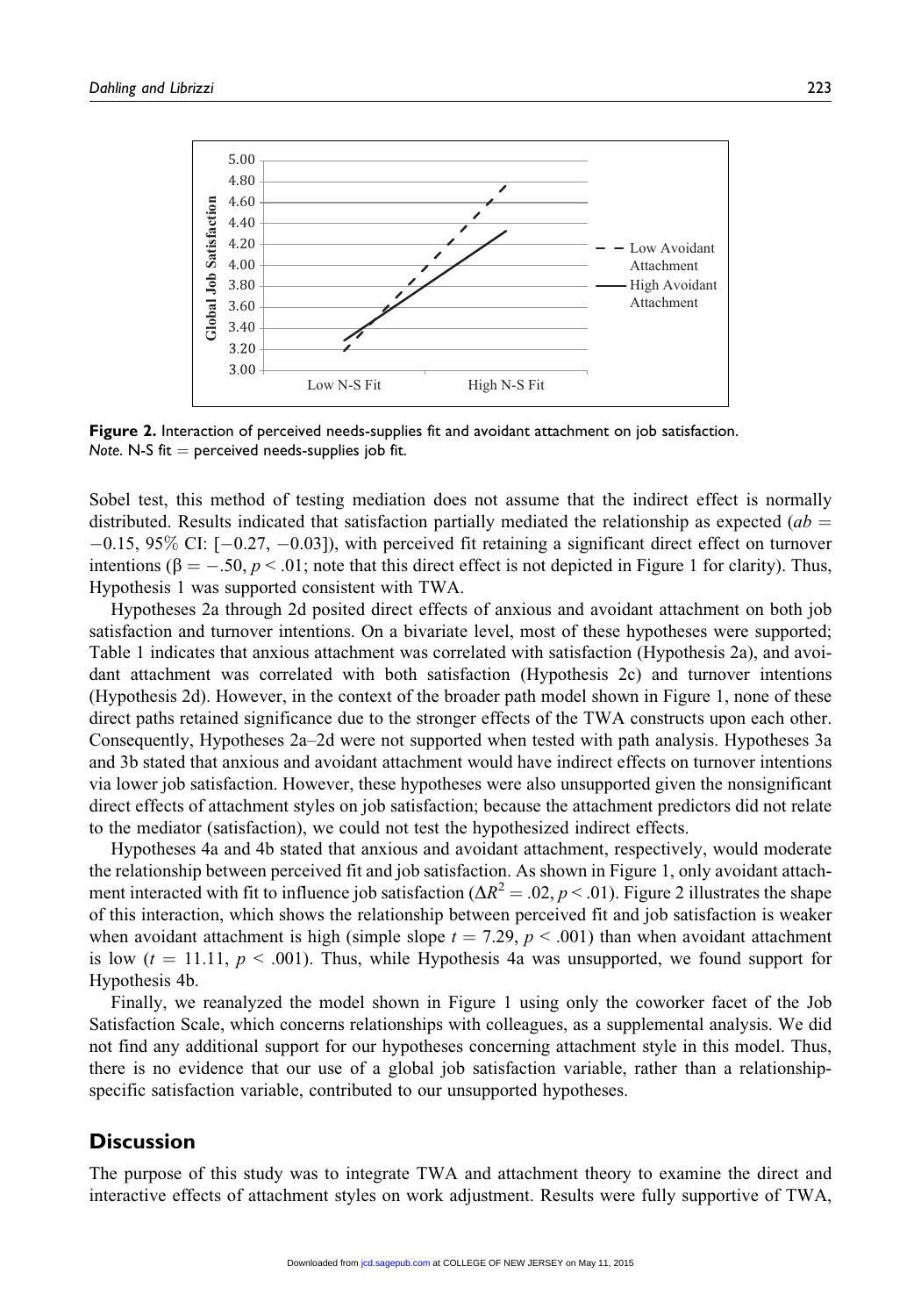**Figure 2.** Interaction of perceived needs-supplies fit and avoidant attachment on job satisfaction.
*Note.* N-S fit = perceived needs-supplies job fit.

Sobel test, this method of testing mediation does not assume that the indirect effect is normally distributed. Results indicated that satisfaction partially mediated the relationship as expected ($ab = -0.15$, 95% CI: [$-0.27$, $-0.03$]), with perceived fit retaining a significant direct effect on turnover intentions ($\beta = -.50$, $p < .01$; note that this direct effect is not depicted in Figure 1 for clarity). Thus, Hypothesis 1 was supported consistent with TWA.

Hypotheses 2a through 2d posited direct effects of anxious and avoidant attachment on both job satisfaction and turnover intentions. On a bivariate level, most of these hypotheses were supported; Table 1 indicates that anxious attachment was correlated with satisfaction (Hypothesis 2a), and avoidant attachment was correlated with both satisfaction (Hypothesis 2c) and turnover intentions (Hypothesis 2d). However, in the context of the broader path model shown in Figure 1, none of these direct paths retained significance due to the stronger effects of the TWA constructs upon each other. Consequently, Hypotheses 2a–2d were not supported when tested with path analysis. Hypotheses 3a and 3b stated that anxious and avoidant attachment would have indirect effects on turnover intentions via lower job satisfaction. However, these hypotheses were also unsupported given the nonsignificant direct effects of attachment styles on job satisfaction; because the attachment predictors did not relate to the mediator (satisfaction), we could not test the hypothesized indirect effects.

Hypotheses 4a and 4b stated that anxious and avoidant attachment, respectively, would moderate the relationship between perceived fit and job satisfaction. As shown in Figure 1, only avoidant attachment interacted with fit to influence job satisfaction ($\Delta R^2 = .02$, $p < .01$). Figure 2 illustrates the shape of this interaction, which shows the relationship between perceived fit and job satisfaction is weaker when avoidant attachment is high (simple slope $t = 7.29$, $p < .001$) than when avoidant attachment is low ($t = 11.11$, $p < .001$). Thus, while Hypothesis 4a was unsupported, we found support for Hypothesis 4b.

Finally, we reanalyzed the model shown in Figure 1 using only the coworker facet of the Job Satisfaction Scale, which concerns relationships with colleagues, as a supplemental analysis. We did not find any additional support for our hypotheses concerning attachment style in this model. Thus, there is no evidence that our use of a global job satisfaction variable, rather than a relationship-specific satisfaction variable, contributed to our unsupported hypotheses.

## Discussion

The purpose of this study was to integrate TWA and attachment theory to examine the direct and interactive effects of attachment styles on work adjustment. Results were fully supportive of TWA,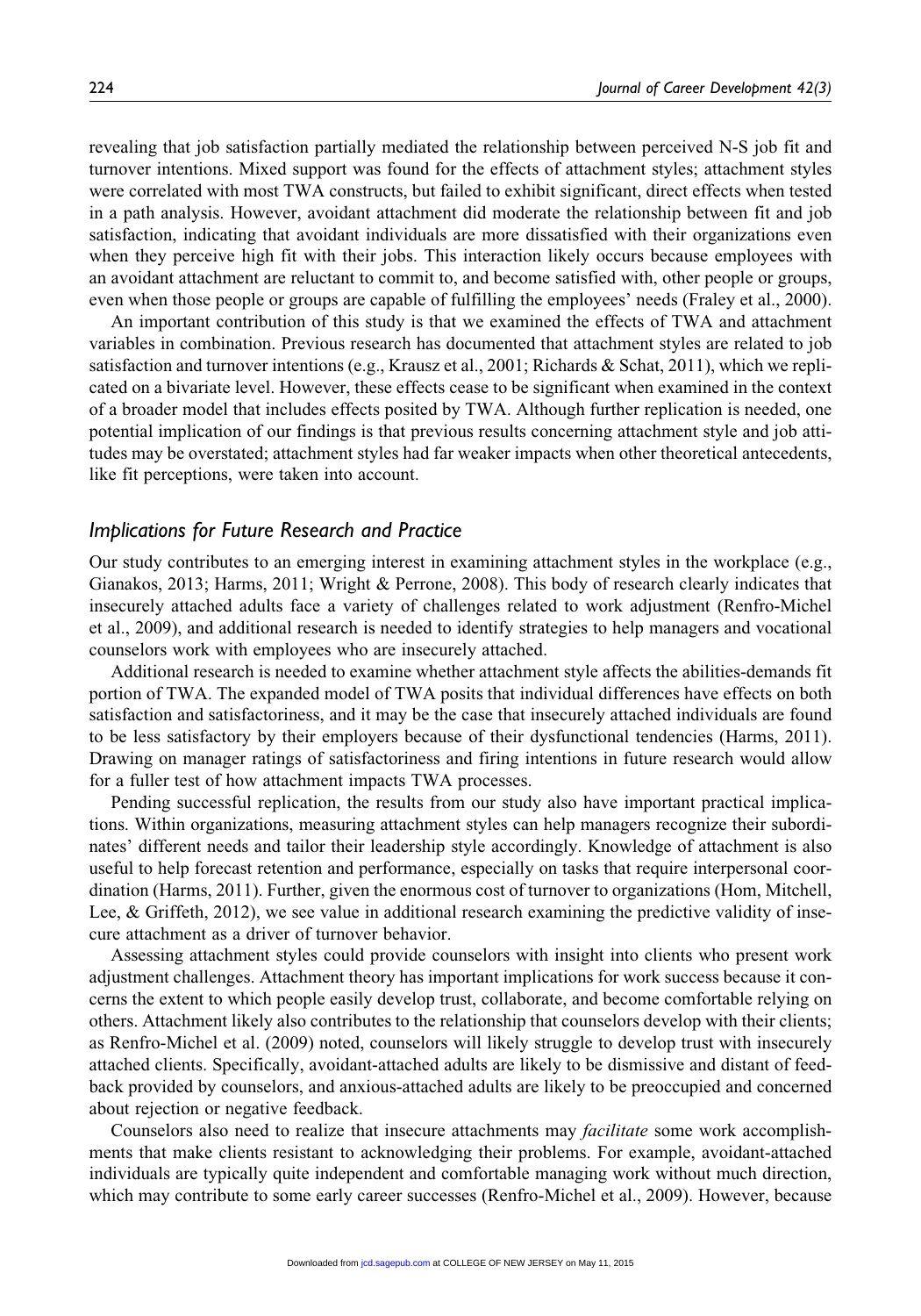revealing that job satisfaction partially mediated the relationship between perceived N-S job fit and turnover intentions. Mixed support was found for the effects of attachment styles; attachment styles were correlated with most TWA constructs, but failed to exhibit significant, direct effects when tested in a path analysis. However, avoidant attachment did moderate the relationship between fit and job satisfaction, indicating that avoidant individuals are more dissatisfied with their organizations even when they perceive high fit with their jobs. This interaction likely occurs because employees with an avoidant attachment are reluctant to commit to, and become satisfied with, other people or groups, even when those people or groups are capable of fulfilling the employees' needs (Fraley et al., 2000).

An important contribution of this study is that we examined the effects of TWA and attachment variables in combination. Previous research has documented that attachment styles are related to job satisfaction and turnover intentions (e.g., Krausz et al., 2001; Richards & Schat, 2011), which we replicated on a bivariate level. However, these effects cease to be significant when examined in the context of a broader model that includes effects posited by TWA. Although further replication is needed, one potential implication of our findings is that previous results concerning attachment style and job attitudes may be overstated; attachment styles had far weaker impacts when other theoretical antecedents, like fit perceptions, were taken into account.

### *Implications for Future Research and Practice*

Our study contributes to an emerging interest in examining attachment styles in the workplace (e.g., Gianakos, 2013; Harms, 2011; Wright & Perrone, 2008). This body of research clearly indicates that insecurely attached adults face a variety of challenges related to work adjustment (Renfro-Michel et al., 2009), and additional research is needed to identify strategies to help managers and vocational counselors work with employees who are insecurely attached.

Additional research is needed to examine whether attachment style affects the abilities-demands fit portion of TWA. The expanded model of TWA posits that individual differences have effects on both satisfaction and satisfactoriness, and it may be the case that insecurely attached individuals are found to be less satisfactory by their employers because of their dysfunctional tendencies (Harms, 2011). Drawing on manager ratings of satisfactoriness and firing intentions in future research would allow for a fuller test of how attachment impacts TWA processes.

Pending successful replication, the results from our study also have important practical implications. Within organizations, measuring attachment styles can help managers recognize their subordinates' different needs and tailor their leadership style accordingly. Knowledge of attachment is also useful to help forecast retention and performance, especially on tasks that require interpersonal coordination (Harms, 2011). Further, given the enormous cost of turnover to organizations (Hom, Mitchell, Lee, & Griffeth, 2012), we see value in additional research examining the predictive validity of insecure attachment as a driver of turnover behavior.

Assessing attachment styles could provide counselors with insight into clients who present work adjustment challenges. Attachment theory has important implications for work success because it concerns the extent to which people easily develop trust, collaborate, and become comfortable relying on others. Attachment likely also contributes to the relationship that counselors develop with their clients; as Renfro-Michel et al. (2009) noted, counselors will likely struggle to develop trust with insecurely attached clients. Specifically, avoidant-attached adults are likely to be dismissive and distant of feedback provided by counselors, and anxious-attached adults are likely to be preoccupied and concerned about rejection or negative feedback.

Counselors also need to realize that insecure attachments may *facilitate* some work accomplishments that make clients resistant to acknowledging their problems. For example, avoidant-attached individuals are typically quite independent and comfortable managing work without much direction, which may contribute to some early career successes (Renfro-Michel et al., 2009). However, because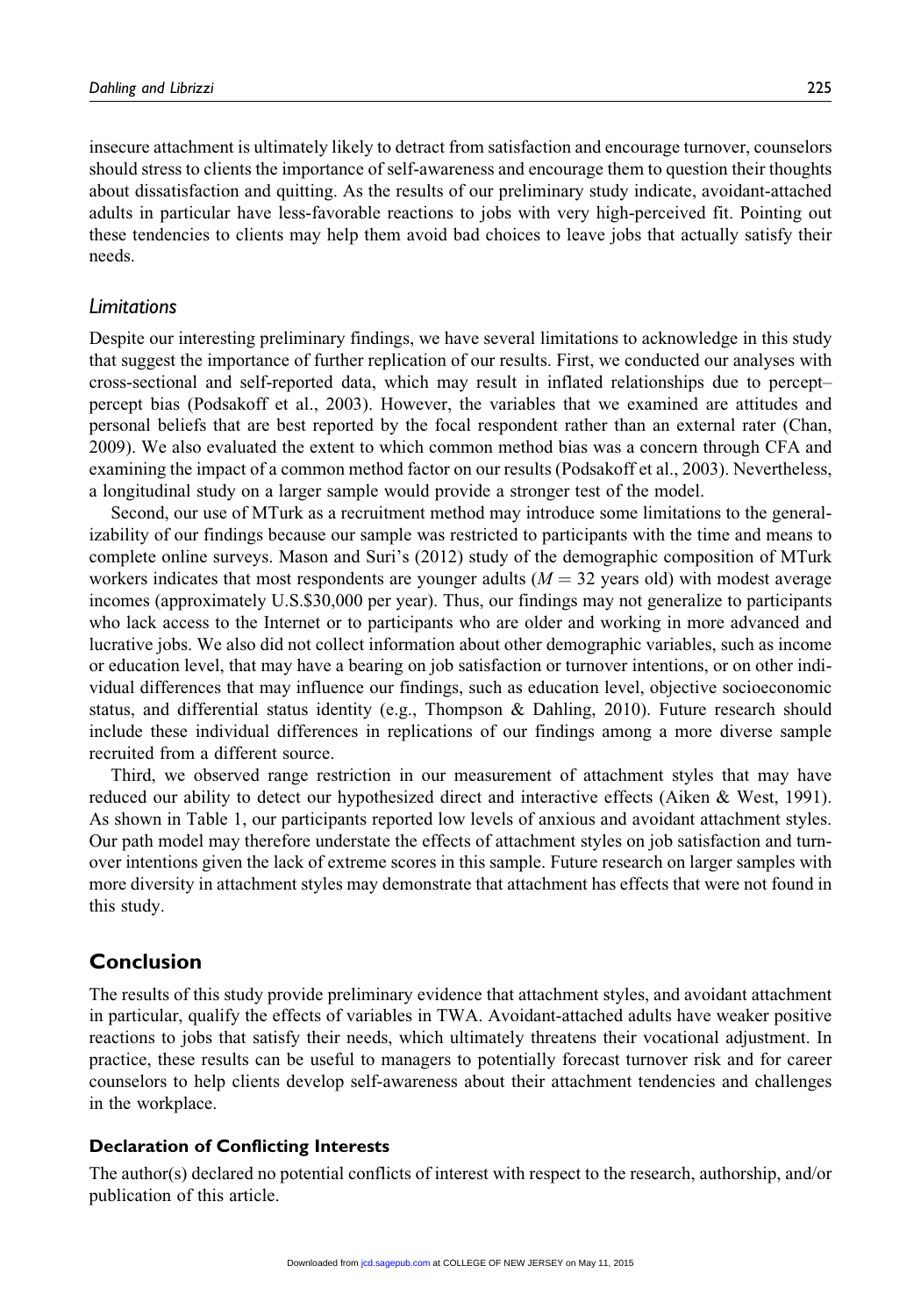insecure attachment is ultimately likely to detract from satisfaction and encourage turnover, counselors should stress to clients the importance of self-awareness and encourage them to question their thoughts about dissatisfaction and quitting. As the results of our preliminary study indicate, avoidant-attached adults in particular have less-favorable reactions to jobs with very high-perceived fit. Pointing out these tendencies to clients may help them avoid bad choices to leave jobs that actually satisfy their needs.

### *Limitations*

Despite our interesting preliminary findings, we have several limitations to acknowledge in this study that suggest the importance of further replication of our results. First, we conducted our analyses with cross-sectional and self-reported data, which may result in inflated relationships due to percept–percept bias (Podsakoff et al., 2003). However, the variables that we examined are attitudes and personal beliefs that are best reported by the focal respondent rather than an external rater (Chan, 2009). We also evaluated the extent to which common method bias was a concern through CFA and examining the impact of a common method factor on our results (Podsakoff et al., 2003). Nevertheless, a longitudinal study on a larger sample would provide a stronger test of the model.

Second, our use of MTurk as a recruitment method may introduce some limitations to the generalizability of our findings because our sample was restricted to participants with the time and means to complete online surveys. Mason and Suri's (2012) study of the demographic composition of MTurk workers indicates that most respondents are younger adults ($M = 32$ years old) with modest average incomes (approximately U.S.$30,000 per year). Thus, our findings may not generalize to participants who lack access to the Internet or to participants who are older and working in more advanced and lucrative jobs. We also did not collect information about other demographic variables, such as income or education level, that may have a bearing on job satisfaction or turnover intentions, or on other individual differences that may influence our findings, such as education level, objective socioeconomic status, and differential status identity (e.g., Thompson & Dahling, 2010). Future research should include these individual differences in replications of our findings among a more diverse sample recruited from a different source.

Third, we observed range restriction in our measurement of attachment styles that may have reduced our ability to detect our hypothesized direct and interactive effects (Aiken & West, 1991). As shown in Table 1, our participants reported low levels of anxious and avoidant attachment styles. Our path model may therefore understate the effects of attachment styles on job satisfaction and turnover intentions given the lack of extreme scores in this sample. Future research on larger samples with more diversity in attachment styles may demonstrate that attachment has effects that were not found in this study.

## Conclusion

The results of this study provide preliminary evidence that attachment styles, and avoidant attachment in particular, qualify the effects of variables in TWA. Avoidant-attached adults have weaker positive reactions to jobs that satisfy their needs, which ultimately threatens their vocational adjustment. In practice, these results can be useful to managers to potentially forecast turnover risk and for career counselors to help clients develop self-awareness about their attachment tendencies and challenges in the workplace.

### Declaration of Conflicting Interests

The author(s) declared no potential conflicts of interest with respect to the research, authorship, and/or publication of this article.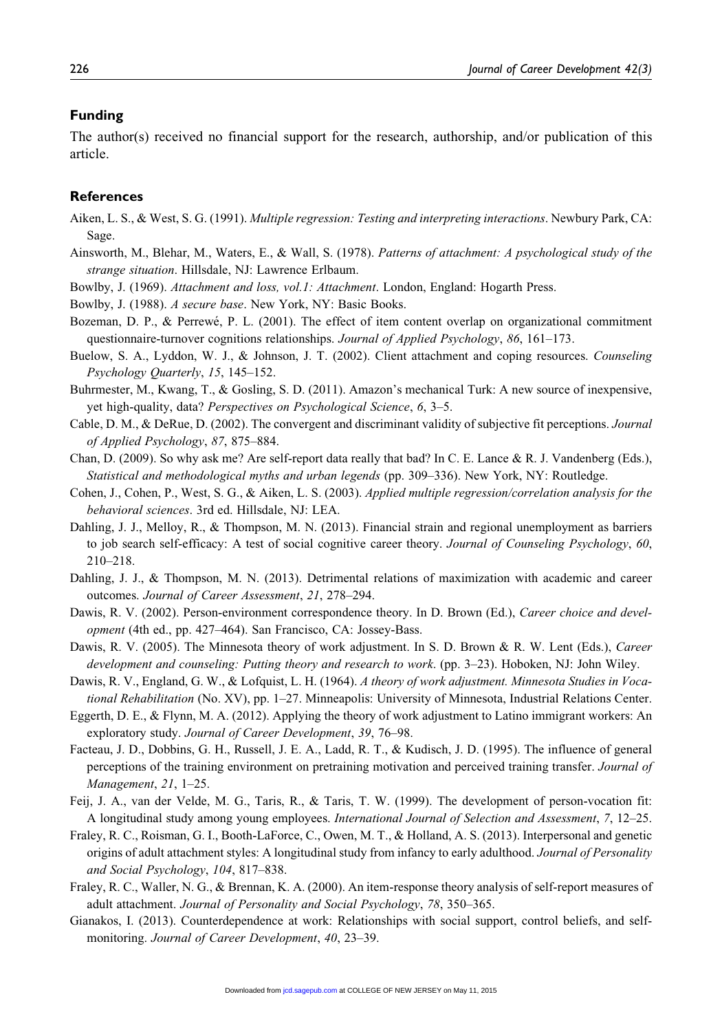## Funding

The author(s) received no financial support for the research, authorship, and/or publication of this article.

## References

Aiken, L. S., & West, S. G. (1991). *Multiple regression: Testing and interpreting interactions*. Newbury Park, CA: Sage.

Ainsworth, M., Blehar, M., Waters, E., & Wall, S. (1978). *Patterns of attachment: A psychological study of the strange situation*. Hillsdale, NJ: Lawrence Erlbaum.

Bowlby, J. (1969). *Attachment and loss, vol.1: Attachment*. London, England: Hogarth Press.

Bowlby, J. (1988). *A secure base*. New York, NY: Basic Books.

Bozeman, D. P., & Perrewé, P. L. (2001). The effect of item content overlap on organizational commitment questionnaire-turnover cognitions relationships. *Journal of Applied Psychology*, *86*, 161–173.

Buelow, S. A., Lyddon, W. J., & Johnson, J. T. (2002). Client attachment and coping resources. *Counseling Psychology Quarterly*, *15*, 145–152.

Buhrmester, M., Kwang, T., & Gosling, S. D. (2011). Amazon's mechanical Turk: A new source of inexpensive, yet high-quality, data? *Perspectives on Psychological Science*, *6*, 3–5.

Cable, D. M., & DeRue, D. (2002). The convergent and discriminant validity of subjective fit perceptions. *Journal of Applied Psychology*, *87*, 875–884.

Chan, D. (2009). So why ask me? Are self-report data really that bad? In C. E. Lance & R. J. Vandenberg (Eds.), *Statistical and methodological myths and urban legends* (pp. 309–336). New York, NY: Routledge.

Cohen, J., Cohen, P., West, S. G., & Aiken, L. S. (2003). *Applied multiple regression/correlation analysis for the behavioral sciences*. 3rd ed. Hillsdale, NJ: LEA.

Dahling, J. J., Melloy, R., & Thompson, M. N. (2013). Financial strain and regional unemployment as barriers to job search self-efficacy: A test of social cognitive career theory. *Journal of Counseling Psychology*, *60*, 210–218.

Dahling, J. J., & Thompson, M. N. (2013). Detrimental relations of maximization with academic and career outcomes. *Journal of Career Assessment*, *21*, 278–294.

Dawis, R. V. (2002). Person-environment correspondence theory. In D. Brown (Ed.), *Career choice and development* (4th ed., pp. 427–464). San Francisco, CA: Jossey-Bass.

Dawis, R. V. (2005). The Minnesota theory of work adjustment. In S. D. Brown & R. W. Lent (Eds.), *Career development and counseling: Putting theory and research to work*. (pp. 3–23). Hoboken, NJ: John Wiley.

Dawis, R. V., England, G. W., & Lofquist, L. H. (1964). *A theory of work adjustment. Minnesota Studies in Vocational Rehabilitation* (No. XV), pp. 1–27. Minneapolis: University of Minnesota, Industrial Relations Center.

Eggerth, D. E., & Flynn, M. A. (2012). Applying the theory of work adjustment to Latino immigrant workers: An exploratory study. *Journal of Career Development*, *39*, 76–98.

Facteau, J. D., Dobbins, G. H., Russell, J. E. A., Ladd, R. T., & Kudisch, J. D. (1995). The influence of general perceptions of the training environment on pretraining motivation and perceived training transfer. *Journal of Management*, *21*, 1–25.

Feij, J. A., van der Velde, M. G., Taris, R., & Taris, T. W. (1999). The development of person-vocation fit: A longitudinal study among young employees. *International Journal of Selection and Assessment*, *7*, 12–25.

Fraley, R. C., Roisman, G. I., Booth-LaForce, C., Owen, M. T., & Holland, A. S. (2013). Interpersonal and genetic origins of adult attachment styles: A longitudinal study from infancy to early adulthood. *Journal of Personality and Social Psychology*, *104*, 817–838.

Fraley, R. C., Waller, N. G., & Brennan, K. A. (2000). An item-response theory analysis of self-report measures of adult attachment. *Journal of Personality and Social Psychology*, *78*, 350–365.

Gianakos, I. (2013). Counterdependence at work: Relationships with social support, control beliefs, and self-monitoring. *Journal of Career Development*, *40*, 23–39.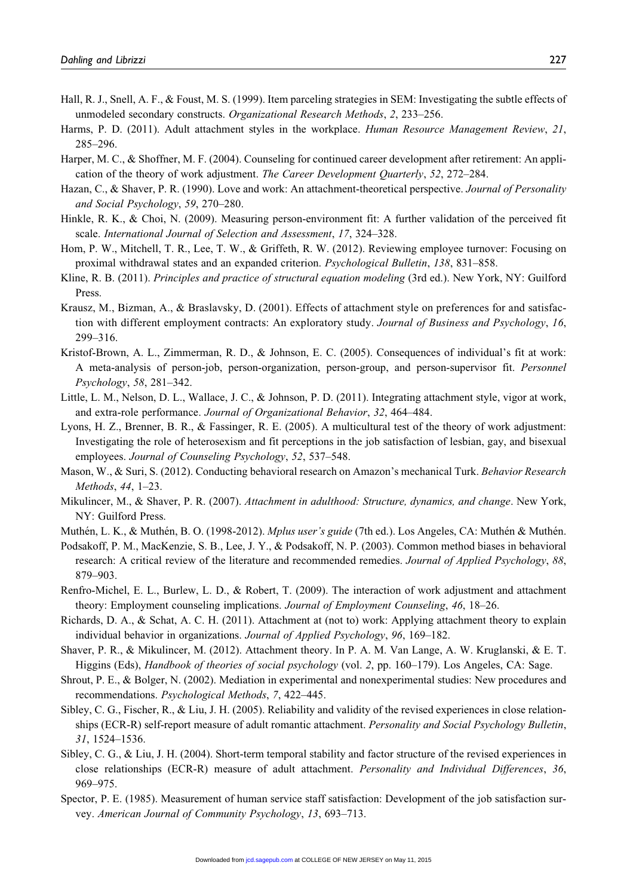Hall, R. J., Snell, A. F., & Foust, M. S. (1999). Item parceling strategies in SEM: Investigating the subtle effects of unmodeled secondary constructs. *Organizational Research Methods*, *2*, 233–256.

Harms, P. D. (2011). Adult attachment styles in the workplace. *Human Resource Management Review*, *21*, 285–296.

Harper, M. C., & Shoffner, M. F. (2004). Counseling for continued career development after retirement: An application of the theory of work adjustment. *The Career Development Quarterly*, *52*, 272–284.

Hazan, C., & Shaver, P. R. (1990). Love and work: An attachment-theoretical perspective. *Journal of Personality and Social Psychology*, *59*, 270–280.

Hinkle, R. K., & Choi, N. (2009). Measuring person-environment fit: A further validation of the perceived fit scale. *International Journal of Selection and Assessment*, *17*, 324–328.

Hom, P. W., Mitchell, T. R., Lee, T. W., & Griffeth, R. W. (2012). Reviewing employee turnover: Focusing on proximal withdrawal states and an expanded criterion. *Psychological Bulletin*, *138*, 831–858.

Kline, R. B. (2011). *Principles and practice of structural equation modeling* (3rd ed.). New York, NY: Guilford Press.

Krausz, M., Bizman, A., & Braslavsky, D. (2001). Effects of attachment style on preferences for and satisfaction with different employment contracts: An exploratory study. *Journal of Business and Psychology*, *16*, 299–316.

Kristof-Brown, A. L., Zimmerman, R. D., & Johnson, E. C. (2005). Consequences of individual's fit at work: A meta-analysis of person-job, person-organization, person-group, and person-supervisor fit. *Personnel Psychology*, *58*, 281–342.

Little, L. M., Nelson, D. L., Wallace, J. C., & Johnson, P. D. (2011). Integrating attachment style, vigor at work, and extra-role performance. *Journal of Organizational Behavior*, *32*, 464–484.

Lyons, H. Z., Brenner, B. R., & Fassinger, R. E. (2005). A multicultural test of the theory of work adjustment: Investigating the role of heterosexism and fit perceptions in the job satisfaction of lesbian, gay, and bisexual employees. *Journal of Counseling Psychology*, *52*, 537–548.

Mason, W., & Suri, S. (2012). Conducting behavioral research on Amazon's mechanical Turk. *Behavior Research Methods*, *44*, 1–23.

Mikulincer, M., & Shaver, P. R. (2007). *Attachment in adulthood: Structure, dynamics, and change*. New York, NY: Guilford Press.

Muthén, L. K., & Muthén, B. O. (1998-2012). *Mplus user's guide* (7th ed.). Los Angeles, CA: Muthén & Muthén.

Podsakoff, P. M., MacKenzie, S. B., Lee, J. Y., & Podsakoff, N. P. (2003). Common method biases in behavioral research: A critical review of the literature and recommended remedies. *Journal of Applied Psychology*, *88*, 879–903.

Renfro-Michel, E. L., Burlew, L. D., & Robert, T. (2009). The interaction of work adjustment and attachment theory: Employment counseling implications. *Journal of Employment Counseling*, *46*, 18–26.

Richards, D. A., & Schat, A. C. H. (2011). Attachment at (not to) work: Applying attachment theory to explain individual behavior in organizations. *Journal of Applied Psychology*, *96*, 169–182.

Shaver, P. R., & Mikulincer, M. (2012). Attachment theory. In P. A. M. Van Lange, A. W. Kruglanski, & E. T. Higgins (Eds), *Handbook of theories of social psychology* (vol. *2*, pp. 160–179). Los Angeles, CA: Sage.

Shrout, P. E., & Bolger, N. (2002). Mediation in experimental and nonexperimental studies: New procedures and recommendations. *Psychological Methods*, *7*, 422–445.

Sibley, C. G., Fischer, R., & Liu, J. H. (2005). Reliability and validity of the revised experiences in close relationships (ECR-R) self-report measure of adult romantic attachment. *Personality and Social Psychology Bulletin*, *31*, 1524–1536.

Sibley, C. G., & Liu, J. H. (2004). Short-term temporal stability and factor structure of the revised experiences in close relationships (ECR-R) measure of adult attachment. *Personality and Individual Differences*, *36*, 969–975.

Spector, P. E. (1985). Measurement of human service staff satisfaction: Development of the job satisfaction survey. *American Journal of Community Psychology*, *13*, 693–713.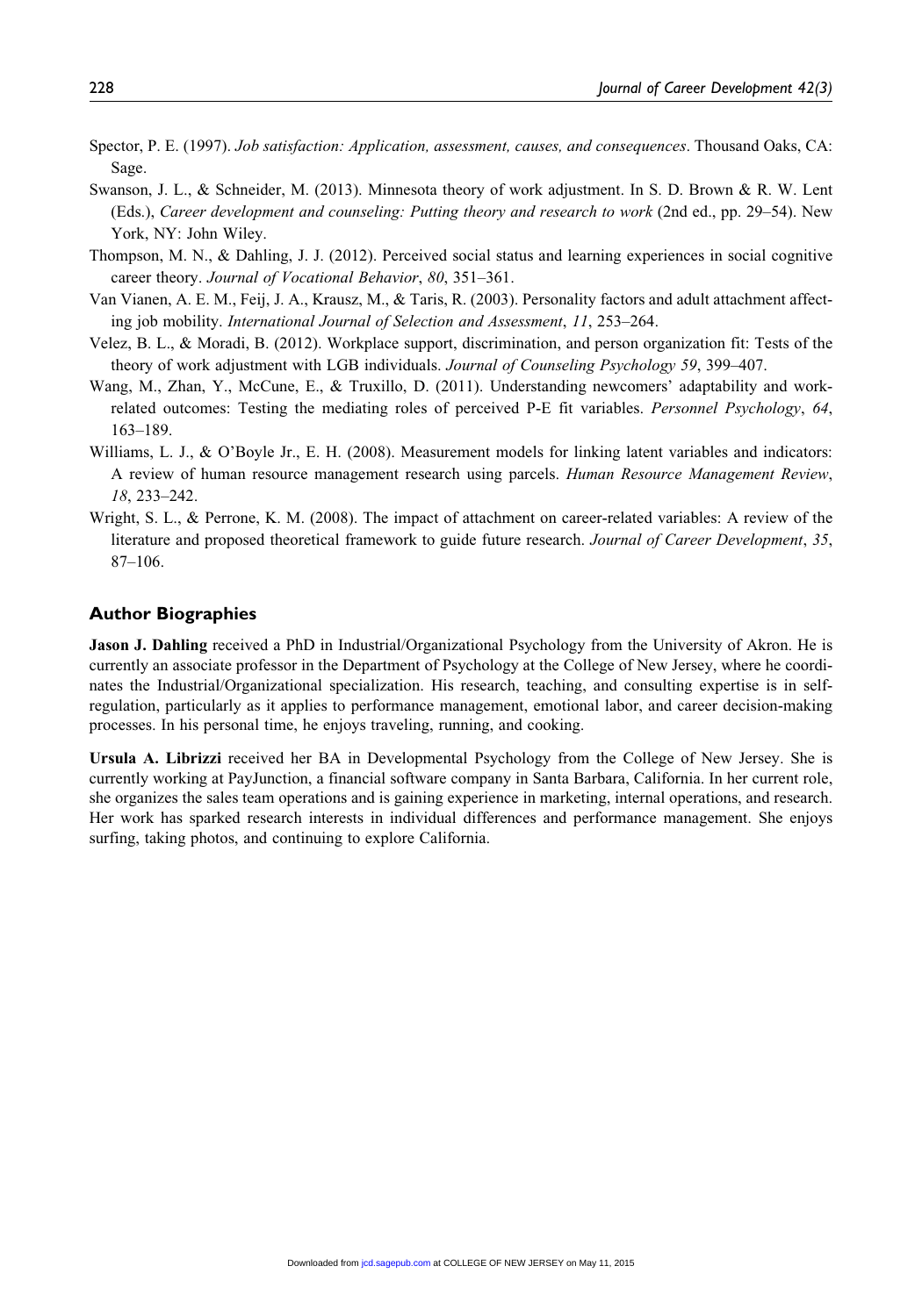Spector, P. E. (1997). *Job satisfaction: Application, assessment, causes, and consequences*. Thousand Oaks, CA: Sage.

Swanson, J. L., & Schneider, M. (2013). Minnesota theory of work adjustment. In S. D. Brown & R. W. Lent (Eds.), *Career development and counseling: Putting theory and research to work* (2nd ed., pp. 29–54). New York, NY: John Wiley.

Thompson, M. N., & Dahling, J. J. (2012). Perceived social status and learning experiences in social cognitive career theory. *Journal of Vocational Behavior*, *80*, 351–361.

Van Vianen, A. E. M., Feij, J. A., Krausz, M., & Taris, R. (2003). Personality factors and adult attachment affecting job mobility. *International Journal of Selection and Assessment*, *11*, 253–264.

Velez, B. L., & Moradi, B. (2012). Workplace support, discrimination, and person organization fit: Tests of the theory of work adjustment with LGB individuals. *Journal of Counseling Psychology 59*, 399–407.

Wang, M., Zhan, Y., McCune, E., & Truxillo, D. (2011). Understanding newcomers' adaptability and work-related outcomes: Testing the mediating roles of perceived P-E fit variables. *Personnel Psychology*, *64*, 163–189.

Williams, L. J., & O'Boyle Jr., E. H. (2008). Measurement models for linking latent variables and indicators: A review of human resource management research using parcels. *Human Resource Management Review*, *18*, 233–242.

Wright, S. L., & Perrone, K. M. (2008). The impact of attachment on career-related variables: A review of the literature and proposed theoretical framework to guide future research. *Journal of Career Development*, *35*, 87–106.

## Author Biographies

**Jason J. Dahling** received a PhD in Industrial/Organizational Psychology from the University of Akron. He is currently an associate professor in the Department of Psychology at the College of New Jersey, where he coordinates the Industrial/Organizational specialization. His research, teaching, and consulting expertise is in self-regulation, particularly as it applies to performance management, emotional labor, and career decision-making processes. In his personal time, he enjoys traveling, running, and cooking.

**Ursula A. Librizzi** received her BA in Developmental Psychology from the College of New Jersey. She is currently working at PayJunction, a financial software company in Santa Barbara, California. In her current role, she organizes the sales team operations and is gaining experience in marketing, internal operations, and research. Her work has sparked research interests in individual differences and performance management. She enjoys surfing, taking photos, and continuing to explore California.